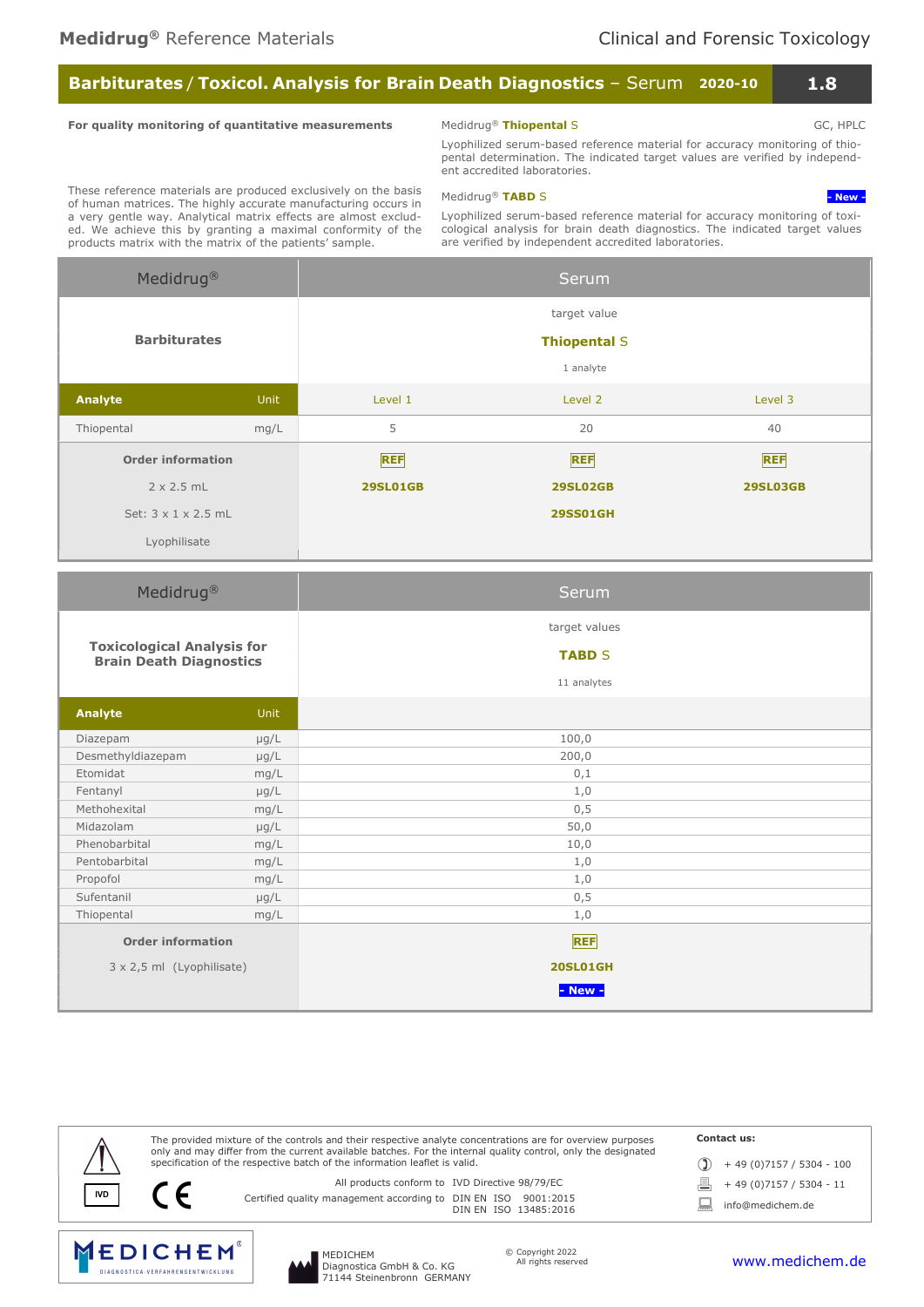**Medidrug® Reference Materials** Clinical and Forensic Toxicology

# Barbiturates / Toxicol. Analysis for Brain Death Diagnostics – Serum 2020-10 1.8

**For quality monitoring of quantitative measurements**

These reference materials are produced exclusively on the basis of human matrices. The highly accurate manufacturing occurs in a very gentle way. Analytical matrix effects are almost excluded. We achieve this by granting a maximal conformity of the products matrix with the matrix of the patients' sample.

Medidrug® **Thiopental** S — GC, HPLC

Lyophilized serum-based reference material for accuracy monitoring of thiopental determination. The indicated target values are verified by independent accredited laboratories.

Medidrug® **TABD** S — New

Lyophilized serum-based reference material for accuracy monitoring of toxicological analysis for brain death diagnostics. The indicated target values are verified by independent accredited laboratories.

| Medidrug® | | Serum | | |
|---|---|---|---|---|
| **Barbiturates** | | target value **Thiopental S** 1 analyte | | |
| **Analyte** | Unit | Level 1 | Level 2 | Level 3 |
| Thiopental | mg/L | 5 | 20 | 40 |
| **Order information** 2 x 2.5 mL | | REF **29SL01GB** | REF **29SL02GB** | REF **29SL03GB** |
| Set: 3 x 1 x 2.5 mL | | | **29SS01GH** | |
| Lyophilisate | | | | |

| Medidrug® | | Serum |
|---|---|---|
| **Toxicological Analysis for Brain Death Diagnostics** | | target values **TABD S** 11 analytes |
| **Analyte** | Unit | |
| Diazepam | µg/L | 100,0 |
| Desmethyldiazepam | µg/L | 200,0 |
| Etomidat | mg/L | 0,1 |
| Fentanyl | µg/L | 1,0 |
| Methohexital | mg/L | 0,5 |
| Midazolam | µg/L | 50,0 |
| Phenobarbital | mg/L | 10,0 |
| Pentobarbital | mg/L | 1,0 |
| Propofol | mg/L | 1,0 |
| Sufentanil | µg/L | 0,5 |
| Thiopental | mg/L | 1,0 |
| **Order information** 3 x 2,5 ml (Lyophilisate) | | REF **20SL01GH** - New - |

The provided mixture of the controls and their respective analyte concentrations are for overview purposes only and may differ from the current available batches. For the internal quality control, only the designated specification of the respective batch of the information leaflet is valid.

IVD

All products conform to IVD Directive 98/79/EC

Certified quality management according to DIN EN ISO 9001:2015, DIN EN ISO 13485:2016

**Contact us:**

+ 49 (0)7157 / 5304 - 100

+ 49 (0)7157 / 5304 - 11

info@medichem.de

MEDICHEM DIAGNOSTICA-VERFAHRENSENTWICKLUNG

MEDICHEM Diagnostica GmbH & Co. KG, 71144 Steinenbronn GERMANY

© Copyright 2022 All rights reserved

www.medichem.de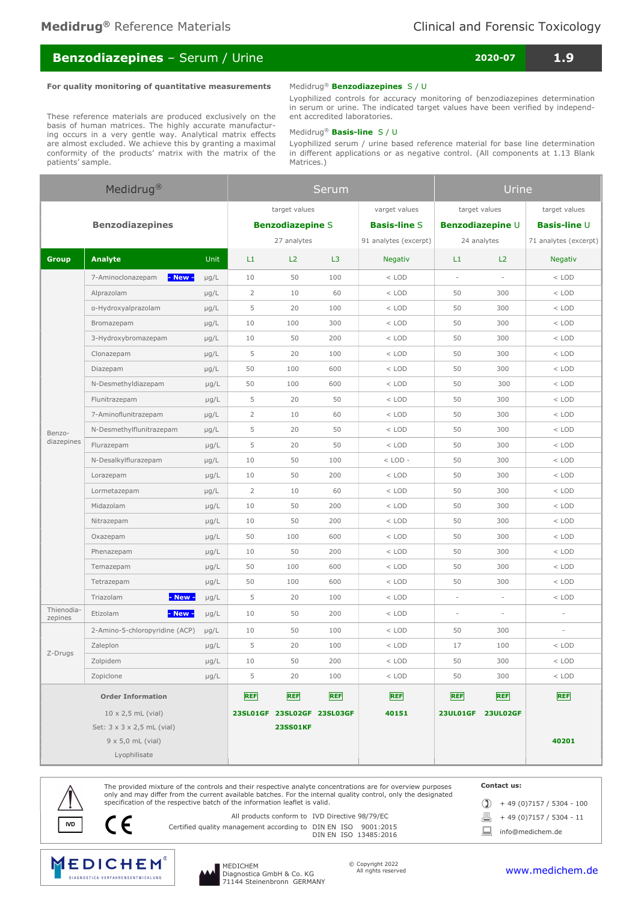# Benzodiazepines – Serum / Urine

2020-07 | 1.9

**For quality monitoring of quantitative measurements**

These reference materials are produced exclusively on the basis of human matrices. The highly accurate manufacturing occurs in a very gentle way. Analytical matrix effects are almost excluded. We achieve this by granting a maximal conformity of the products' matrix with the matrix of the patients' sample.

Medidrug® **Benzodiazepines** S / U

Lyophilized controls for accuracy monitoring of benzodiazepines determination in serum or urine. The indicated target values have been verified by independent accredited laboratories.

Medidrug® **Basis-line** S / U

Lyophilized serum / urine based reference material for base line determination in different applications or as negative control. (All components at 1.13 Blank Matrices.)

| Medidrug® | | | Serum | | | | Urine | | |
|---|---|---|---|---|---|---|---|---|---|
| **Benzodiazepines** | | | target values **Benzodiazepine S** 27 analytes | | | varget values **Basis-line S** 91 analytes (excerpt) | target values **Benzodiazepine U** 24 analytes | | target values **Basis-line U** 71 analytes (excerpt) |
| **Group** | **Analyte** | **Unit** | L1 | L2 | L3 | Negativ | L1 | L2 | Negativ |
| Benzo-diazepines | 7-Aminoclonazepam - New - | µg/L | 10 | 50 | 100 | < LOD | - | - | < LOD |
| | Alprazolam | µg/L | 2 | 10 | 60 | < LOD | 50 | 300 | < LOD |
| | α-Hydroxyalprazolam | µg/L | 5 | 20 | 100 | < LOD | 50 | 300 | < LOD |
| | Bromazepam | µg/L | 10 | 100 | 300 | < LOD | 50 | 300 | < LOD |
| | 3-Hydroxybromazepam | µg/L | 10 | 50 | 200 | < LOD | 50 | 300 | < LOD |
| | Clonazepam | µg/L | 5 | 20 | 100 | < LOD | 50 | 300 | < LOD |
| | Diazepam | µg/L | 50 | 100 | 600 | < LOD | 50 | 300 | < LOD |
| | N-Desmethyldiazepam | µg/L | 50 | 100 | 600 | < LOD | 50 | 300 | < LOD |
| | Flunitrazepam | µg/L | 5 | 20 | 50 | < LOD | 50 | 300 | < LOD |
| | 7-Aminoflunitrazepam | µg/L | 2 | 10 | 60 | < LOD | 50 | 300 | < LOD |
| | N-Desmethylflunitrazepam | µg/L | 5 | 20 | 50 | < LOD | 50 | 300 | < LOD |
| | Flurazepam | µg/L | 5 | 20 | 50 | < LOD | 50 | 300 | < LOD |
| | N-Desalkylflurazepam | µg/L | 10 | 50 | 100 | < LOD - | 50 | 300 | < LOD |
| | Lorazepam | µg/L | 10 | 50 | 200 | < LOD | 50 | 300 | < LOD |
| | Lormetazepam | µg/L | 2 | 10 | 60 | < LOD | 50 | 300 | < LOD |
| | Midazolam | µg/L | 10 | 50 | 200 | < LOD | 50 | 300 | < LOD |
| | Nitrazepam | µg/L | 10 | 50 | 200 | < LOD | 50 | 300 | < LOD |
| | Oxazepam | µg/L | 50 | 100 | 600 | < LOD | 50 | 300 | < LOD |
| | Phenazepam | µg/L | 10 | 50 | 200 | < LOD | 50 | 300 | < LOD |
| | Temazepam | µg/L | 50 | 100 | 600 | < LOD | 50 | 300 | < LOD |
| | Tetrazepam | µg/L | 50 | 100 | 600 | < LOD | 50 | 300 | < LOD |
| | Triazolam - New - | µg/L | 5 | 20 | 100 | < LOD | - | - | < LOD |
| Thienodia-zepines | Etizolam - New - | µg/L | 10 | 50 | 200 | < LOD | - | - | - |
| Z-Drugs | 2-Amino-5-chloropyridine (ACP) | µg/L | 10 | 50 | 100 | < LOD | 50 | 300 | - |
| | Zaleplon | µg/L | 5 | 20 | 100 | < LOD | 17 | 100 | < LOD |
| | Zolpidem | µg/L | 10 | 50 | 200 | < LOD | 50 | 300 | < LOD |
| | Zopiclone | µg/L | 5 | 20 | 100 | < LOD | 50 | 300 | < LOD |
| **Order Information** | | | REF | REF | REF | REF | REF | REF | REF |
| 10 x 2,5 mL (vial) | | | **23SL01GF** | **23SL02GF** | **23SL03GF** | **40151** | **23UL01GF** | **23UL02GF** | |
| Set: 3 x 3 x 2,5 mL (vial) | | | | **23SS01KF** | | | | | |
| 9 x 5,0 mL (vial) | | | | | | | | | **40201** |
| Lyophilisate | | | | | | | | | |

The provided mixture of the controls and their respective analyte concentrations are for overview purposes only and may differ from the current available batches. For the internal quality control, only the designated specification of the respective batch of the information leaflet is valid.

IVD

All products conform to IVD Directive 98/79/EC

Certified quality management according to DIN EN ISO 9001:2015, DIN EN ISO 13485:2016

**Contact us:**

+ 49 (0)7157 / 5304 - 100

+ 49 (0)7157 / 5304 - 11

info@medichem.de

MEDICHEM® DIAGNOSTICA-VERFAHRENSENTWICKLUNG

MEDICHEM Diagnostica GmbH & Co. KG
71144 Steinenbronn GERMANY

© Copyright 2022
All rights reserved

www.medichem.de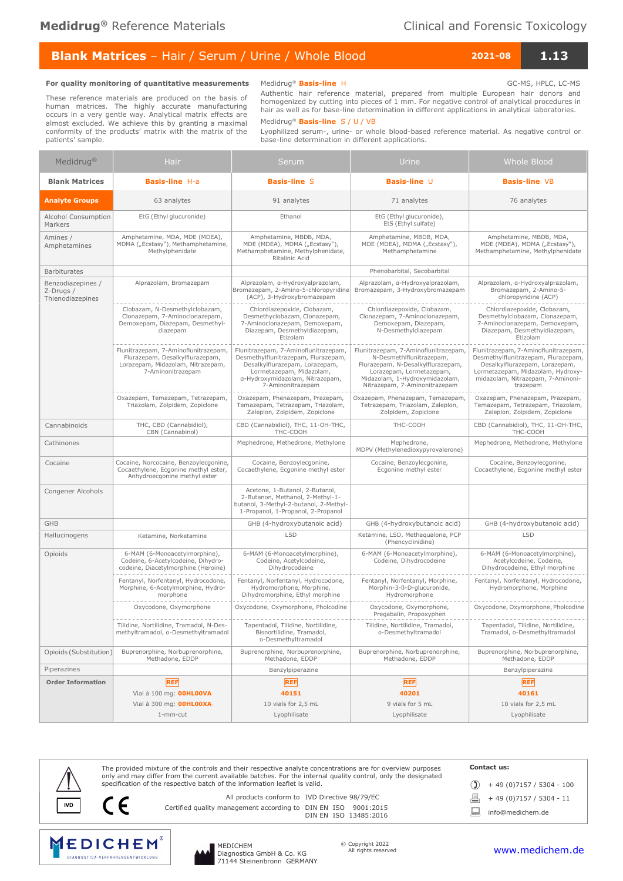# Medidrug® Reference Materials

Clinical and Forensic Toxicology

## Blank Matrices – Hair / Serum / Urine / Whole Blood

2021-08 | 1.13

**For quality monitoring of quantitative measurements**

These reference materials are produced on the basis of human matrices. The highly accurate manufacturing occurs in a very gentle way. Analytical matrix effects are almost excluded. We achieve this by granting a maximal conformity of the products' matrix with the matrix of the patients' sample.

Medidrug® **Basis-line** H — GC-MS, HPLC, LC-MS

Authentic hair reference material, prepared from multiple European hair donors and homogenized by cutting into pieces of 1 mm. For negative control of analytical procedures in hair as well as for base-line determination in different applications in analytical laboratories.

Medidrug® **Basis-line** S / U / VB

Lyophilized serum-, urine- or whole blood-based reference material. As negative control or base-line determination in different applications.

| Medidrug® | Hair | Serum | Urine | Whole Blood |
|---|---|---|---|---|
| **Blank Matrices** | **Basis-line** H-a | **Basis-line** S | **Basis-line** U | **Basis-line** VB |
| **Analyte Groups** | 63 analytes | 91 analytes | 71 analytes | 76 analytes |
| Alcohol Consumption Markers | EtG (Ethyl glucuronide) | Ethanol | EtG (Ethyl glucuronide), EtS (Ethyl sulfate) | |
| Amines / Amphetamines | Amphetamine, MDA, MDE (MDEA), MDMA („Ecstasy"), Methamphetamine, Methylphenidate | Amphetamine, MBDB, MDA, MDE (MDEA), MDMA („Ecstasy"), Methamphetamine, Methylphenidate, Ritalinic Acid | Amphetamine, MBDB, MDA, MDE (MDEA), MDMA („Ecstasy"), Methamphetamine | Amphetamine, MBDB, MDA, MDE (MDEA), MDMA („Ecstasy"), Methamphetamine, Methylphenidate |
| Barbiturates | | | Phenobarbital, Secobarbital | |
| Benzodiazepines / Z-Drugs / Thienodiazepines | Alprazolam, Bromazepam | Alprazolam, α-Hydroxyalprazolam, Bromazepam, 2-Amino-5-chloropyridine (ACP), 3-Hydroxybromazepam | Alprazolam, α-Hydroxyalprazolam, Bromazepam, 3-Hydroxybromazepam | Alprazolam, α-Hydroxyalprazolam, Bromazepam, 2-Amino-5-chloropyridine (ACP) |
| | Clobazam, N-Desmethylclobazam, Clonazepam, 7-Aminoclonazepam, Demoxepam, Diazepam, Desmethyl-diazepam | Chlordiazepoxide, Clobazam, Desmethyclobazam, Clonazepam, 7-Aminoclonazepam, Demoxepam, Diazepam, Desmethyldiazepam, Etizolam | Chlordiazepoxide, Clobazam, Clonazepam, 7-Aminoclonazepam, Demoxepam, Diazepam, N-Desmethyldiazepam | Chlordiazepoxide, Clobazam, Desmethylclobazam, Clonazepam, 7-Aminoclonazepam, Demoxepam, Diazepam, Desmethyldiazepam, Etizolam |
| | Flunitrazepam, 7-Aminoflunitrazepam, Flurazepam, Desalkylflurazepam, Lorazepam, Midazolam, Nitrazepam, 7-Aminonitrazepam | Flunitrazepam, 7-Aminoflunitrazepam, Desmethylflunitrazepam, Flurazepam, Desalkylflurazepam, Lorazepam, Lormetazepam, Midazolam, α-Hydroxymidazolam, Nitrazepam, 7-Aminonitrazepam | Flunitrazepam, 7-Aminoflunitrazepam, N-Desmethlflunitrazepam, Flurazepam, N-Desalkylflurazepam, Lorazepam, Lormetazepam, Midazolam, 1-Hydroxymidazolam, Nitrazepam, 7-Aminonitrazepam | Flunitrazepam, 7-Aminoflunitrazepam, Desmethylflunitrazepam, Flurazepam, Desalkylflurazepam, Lorazepam, Lormetazepam, Midazolam, Hydroxy-midazolam, Nitrazepam, 7-Aminoni-trazepam |
| | Oxazepam, Temazepam, Tetrazepam, Triazolam, Zolpidem, Zopiclone | Oxazepam, Phenazepam, Prazepam, Temazepam, Tetrazepam, Triazolam, Zaleplon, Zolpidem, Zopiclone | Oxazepam, Phenazepam, Temazepam, Tetrazepam, Triazolam, Zaleplon, Zolpidem, Zopiclone | Oxazepam, Phenazepam, Prazepam, Temazepam, Tetrazepam, Triazolam, Zaleplon, Zolpidem, Zopiclone |
| Cannabinoids | THC, CBD (Cannabidiol), CBN (Cannabinol) | CBD (Cannabidiol), THC, 11-OH-THC, THC-COOH | THC-COOH | CBD (Cannabidiol), THC, 11-OH-THC, THC-COOH |
| Cathinones | | Mephedrone, Methedrone, Methylone | Mephedrone, MDPV (Methylenedioxypyrovalerone) | Mephedrone, Methedrone, Methylone |
| Cocaine | Cocaine, Norcocaine, Benzoylecgonine, Cocaethylene, Ecgonine methyl ester, Anhydroecgonine methyl ester | Cocaine, Benzoylecgonine, Cocaethylene, Ecgonine methyl ester | Cocaine, Benzoylecgonine, Ecgonine methyl ester | Cocaine, Benzoylecgonine, Cocaethylene, Ecgonine methyl ester |
| Congener Alcohols | | Acetone, 1-Butanol, 2-Butanol, 2-Butanon, Methanol, 2-Methyl-1-butanol, 3-Methyl-2-butanol, 2-Methyl-1-Propanol, 1-Propanol, 2-Propanol | | |
| GHB | | GHB (4-hydroxybutanoic acid) | GHB (4-hydroxybutanoic acid) | GHB (4-hydroxybutanoic acid) |
| Hallucinogens | Ketamine, Norketamine | LSD | Ketamine, LSD, Methaqualone, PCP (Phencyclidine) | LSD |
| Opioids | 6-MAM (6-Monoacetylmorphine), Codeine, 6-Acetylcodeine, Dihydro-codeine, Diacetylmorphine (Heroine) | 6-MAM (6-Monoacetylmorphine), Codeine, Acetylcodeine, Dihydrocodeine | 6-MAM (6-Monoacetylmorphine), Codeine, Dihydrocodeine | 6-MAM (6-Monoacetylmorphine), Acetylcodeine, Codeine, Dihydrocodeine, Ethyl morphine |
| | Fentanyl, Norfentanyl, Hydrocodone, Morphine, 6-Acetylmorphine, Hydro-morphone | Fentanyl, Norfentanyl, Hydrocodone, Hydromorphone, Morphine, Dihydromorphine, Ethyl morphine | Fentanyl, Norfentanyl, Morphine, Morphin-3-ß-D-glucuronide, Hydromorphone | Fentanyl, Norfentanyl, Hydrocodone, Hydromorphone, Morphine |
| | Oxycodone, Oxymorphone | Oxycodone, Oxymorphone, Pholcodine | Oxycodone, Oxymorphone, Pregabalin, Propoxyphen | Oxycodone, Oxymorphone, Pholcodine |
| | Tilidine, Nortilidine, Tramadol, N-Desmethyltramadol, o-Desmethyltramadol | Tapentadol, Tilidine, Nortilidine, Bisnortilidine, Tramadol, o-Desmethyltramadol | Tilidine, Nortilidine, Tramadol, o-Desmethyltramadol | Tapentadol, Tilidine, Nortilidine, Tramadol, o-Desmethyltramadol |
| Opioids (Substitution) | Buprenorphine, Norbuprenorphine, Methadone, EDDP | Buprenorphine, Norbuprenorphine, Methadone, EDDP | Buprenorphine, Norbuprenorphine, Methadone, EDDP | Buprenorphine, Norbuprenorphine, Methadone, EDDP |
| Piperazines | | Benzylpiperazine | | Benzylpiperazine |
| **Order Information** | REF<br>Vial à 100 mg: **00HL00VA**<br>Vial à 300 mg: **00HL00XA**<br>1-mm-cut | REF<br>**40151**<br>10 vials for 2,5 mL<br>Lyophilisate | REF<br>**40201**<br>9 vials for 5 mL<br>Lyophilisate | REF<br>**40161**<br>10 vials for 2,5 mL<br>Lyophilisate |

The provided mixture of the controls and their respective analyte concentrations are for overview purposes only and may differ from the current available batches. For the internal quality control, only the designated specification of the respective batch of the information leaflet is valid.

All products conform to IVD Directive 98/79/EC

Certified quality management according to DIN EN ISO 9001:2015, DIN EN ISO 13485:2016

**Contact us:**

- + 49 (0)7157 / 5304 - 100
- + 49 (0)7157 / 5304 - 11
- info@medichem.de

MEDICHEM Diagnostica GmbH & Co. KG
71144 Steinenbronn GERMANY

© Copyright 2022
All rights reserved

www.medichem.de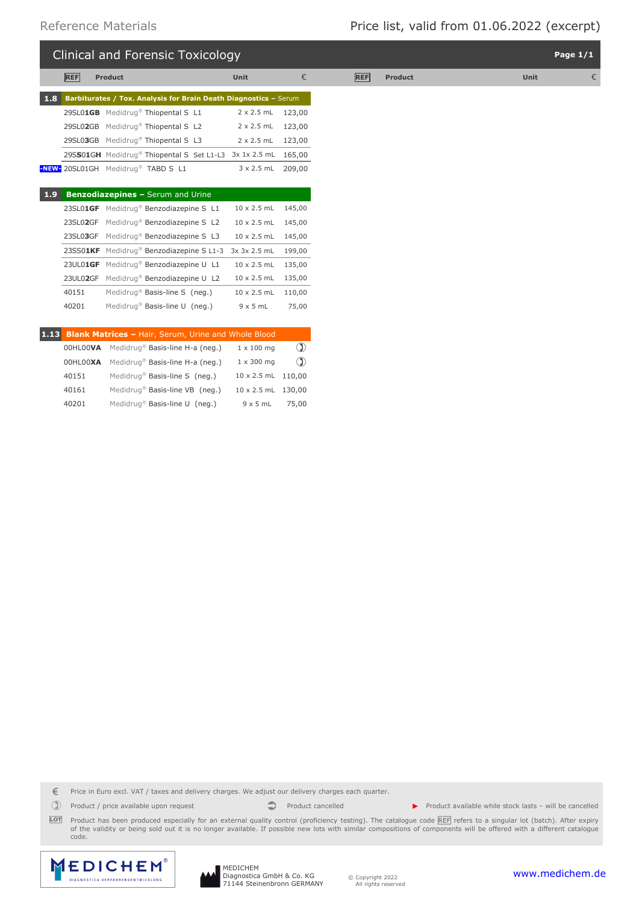Reference Materials

Price list, valid from 01.06.2022 (excerpt)

## Clinical and Forensic Toxicology

| REF | Product | Unit | € |
|---|---|---|---|
| **1.8** | **Barbiturates / Tox. Analysis for Brain Death Diagnostics – Serum** | | |
| 29SL0**1GB** | Medidrug® Thiopental S L1 | 2 x 2.5 mL | 123,00 |
| 29SL0**2GB** | Medidrug® Thiopental S L2 | 2 x 2.5 mL | 123,00 |
| 29SL0**3GB** | Medidrug® Thiopental S L3 | 2 x 2.5 mL | 123,00 |
| 29S**S01GH** | Medidrug® Thiopental S Set L1-L3 | 3x 1x 2.5 mL | 165,00 |
| -NEW- 20SL01GH | Medidrug® TABD S L1 | 3 x 2.5 mL | 209,00 |
| **1.9** | **Benzodiazepines – Serum and Urine** | | |
| 23SL0**1GF** | Medidrug® Benzodiazepine S L1 | 10 x 2.5 mL | 145,00 |
| 23SL0**2**GF | Medidrug® Benzodiazepine S L2 | 10 x 2.5 mL | 145,00 |
| 23SL0**3**GF | Medidrug® Benzodiazepine S L3 | 10 x 2.5 mL | 145,00 |
| 23SS0**1KF** | Medidrug® Benzodiazepine S L1-3 | 3x 3x 2.5 mL | 199,00 |
| 23UL0**1GF** | Medidrug® Benzodiazepine U L1 | 10 x 2.5 mL | 135,00 |
| 23UL0**2**GF | Medidrug® Benzodiazepine U L2 | 10 x 2.5 mL | 135,00 |
| 40151 | Medidrug® Basis-line S (neg.) | 10 x 2.5 mL | 110,00 |
| 40201 | Medidrug® Basis-line U (neg.) | 9 x 5 mL | 75,00 |
| **1.13** | **Blank Matrices – Hair, Serum, Urine and Whole Blood** | | |
| 00HL00**VA** | Medidrug® Basis-line H-a (neg.) | 1 x 100 mg | ☏ |
| 00HL00**XA** | Medidrug® Basis-line H-a (neg.) | 1 x 300 mg | ☏ |
| 40151 | Medidrug® Basis-line S (neg.) | 10 x 2.5 mL | 110,00 |
| 40161 | Medidrug® Basis-line VB (neg.) | 10 x 2.5 mL | 130,00 |
| 40201 | Medidrug® Basis-line U (neg.) | 9 x 5 mL | 75,00 |

€ Price in Euro excl. VAT / taxes and delivery charges. We adjust our delivery charges each quarter.

☏ Product / price available upon request

Product cancelled

► Product available while stock lasts – will be cancelled

LOT Product has been produced especially for an external quality control (proficiency testing). The catalogue code REF refers to a singular lot (batch). After expiry of the validity or being sold out it is no longer available. If possible new lots with similar compositions of components will be offered with a different catalogue code.

MEDICHEM® DIAGNOSTICA-VERFAHRENSENTWICKLUNG

MEDICHEM Diagnostica GmbH & Co. KG 71144 Steinenbronn GERMANY

© Copyright 2022 All rights reserved

www.medichem.de